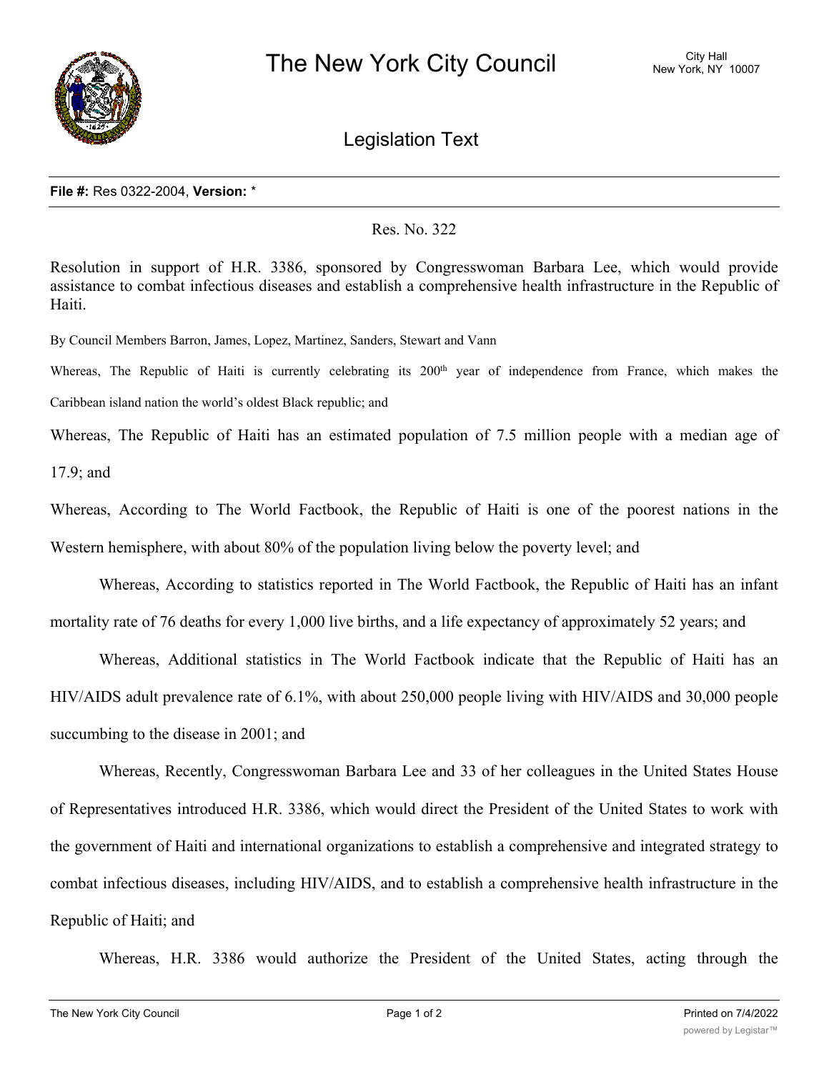# The New York City Council

City Hall
New York, NY 10007

## Legislation Text

**File #:** Res 0322-2004, **Version:** *

Res. No. 322

Resolution in support of H.R. 3386, sponsored by Congresswoman Barbara Lee, which would provide assistance to combat infectious diseases and establish a comprehensive health infrastructure in the Republic of Haiti.

By Council Members Barron, James, Lopez, Martinez, Sanders, Stewart and Vann

Whereas, The Republic of Haiti is currently celebrating its 200th year of independence from France, which makes the Caribbean island nation the world's oldest Black republic; and

Whereas, The Republic of Haiti has an estimated population of 7.5 million people with a median age of 17.9; and

Whereas, According to The World Factbook, the Republic of Haiti is one of the poorest nations in the Western hemisphere, with about 80% of the population living below the poverty level; and

Whereas, According to statistics reported in The World Factbook, the Republic of Haiti has an infant mortality rate of 76 deaths for every 1,000 live births, and a life expectancy of approximately 52 years; and

Whereas, Additional statistics in The World Factbook indicate that the Republic of Haiti has an HIV/AIDS adult prevalence rate of 6.1%, with about 250,000 people living with HIV/AIDS and 30,000 people succumbing to the disease in 2001; and

Whereas, Recently, Congresswoman Barbara Lee and 33 of her colleagues in the United States House of Representatives introduced H.R. 3386, which would direct the President of the United States to work with the government of Haiti and international organizations to establish a comprehensive and integrated strategy to combat infectious diseases, including HIV/AIDS, and to establish a comprehensive health infrastructure in the Republic of Haiti; and

Whereas, H.R. 3386 would authorize the President of the United States, acting through the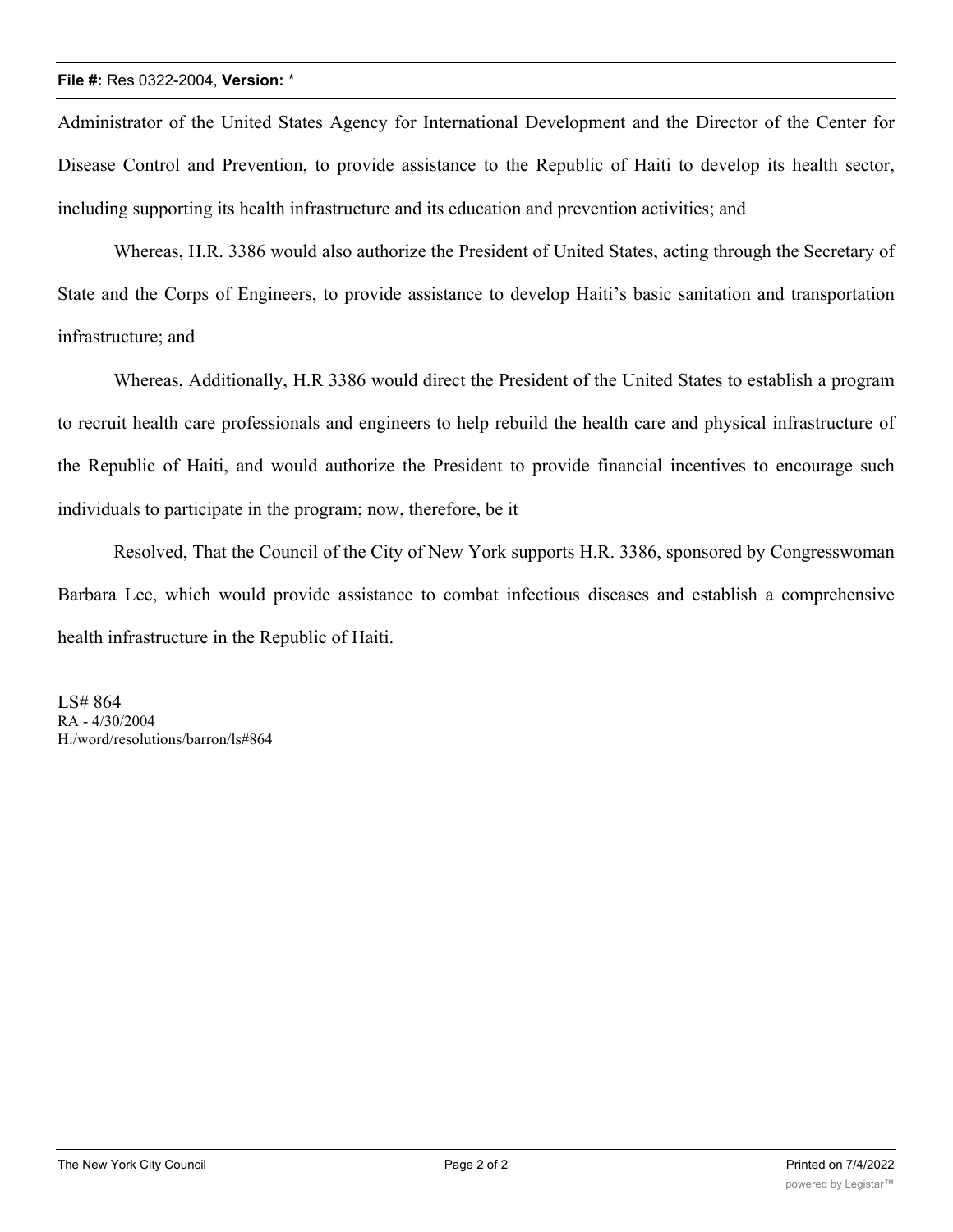Administrator of the United States Agency for International Development and the Director of the Center for Disease Control and Prevention, to provide assistance to the Republic of Haiti to develop its health sector, including supporting its health infrastructure and its education and prevention activities; and

Whereas, H.R. 3386 would also authorize the President of United States, acting through the Secretary of State and the Corps of Engineers, to provide assistance to develop Haiti's basic sanitation and transportation infrastructure; and

Whereas, Additionally, H.R 3386 would direct the President of the United States to establish a program to recruit health care professionals and engineers to help rebuild the health care and physical infrastructure of the Republic of Haiti, and would authorize the President to provide financial incentives to encourage such individuals to participate in the program; now, therefore, be it

Resolved, That the Council of the City of New York supports H.R. 3386, sponsored by Congresswoman Barbara Lee, which would provide assistance to combat infectious diseases and establish a comprehensive health infrastructure in the Republic of Haiti.

LS# 864
RA - 4/30/2004
H:/word/resolutions/barron/ls#864